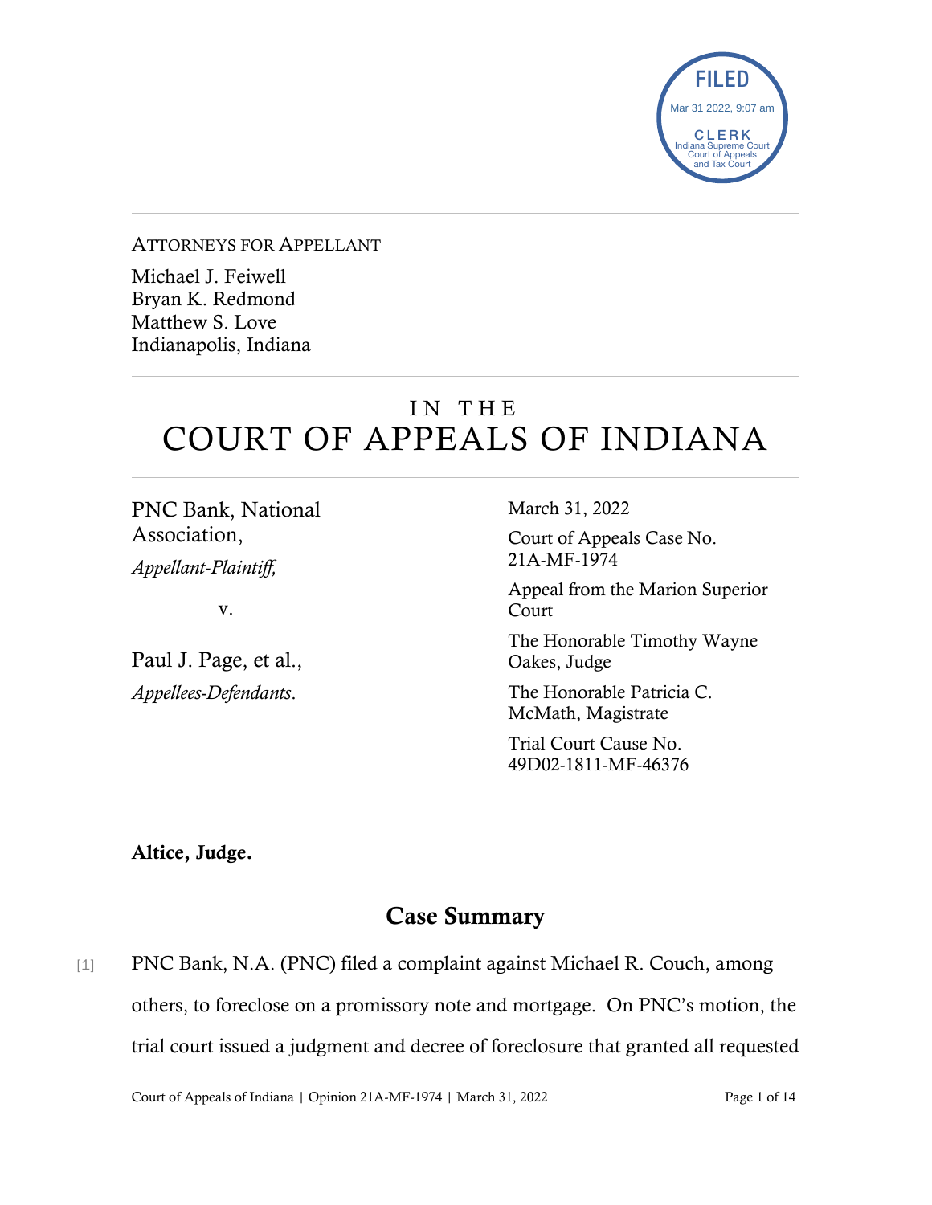FILED
Mar 31 2022, 9:07 am
CLERK
Indiana Supreme Court
Court of Appeals
and Tax Court

ATTORNEYS FOR APPELLANT

Michael J. Feiwell
Bryan K. Redmond
Matthew S. Love
Indianapolis, Indiana

# IN THE COURT OF APPEALS OF INDIANA

PNC Bank, National Association,
*Appellant-Plaintiff,*

v.

Paul J. Page, et al.,
*Appellees-Defendants.*

March 31, 2022

Court of Appeals Case No. 21A-MF-1974

Appeal from the Marion Superior Court

The Honorable Timothy Wayne Oakes, Judge

The Honorable Patricia C. McMath, Magistrate

Trial Court Cause No. 49D02-1811-MF-46376

**Altice, Judge.**

## Case Summary

[1] PNC Bank, N.A. (PNC) filed a complaint against Michael R. Couch, among others, to foreclose on a promissory note and mortgage. On PNC's motion, the trial court issued a judgment and decree of foreclosure that granted all requested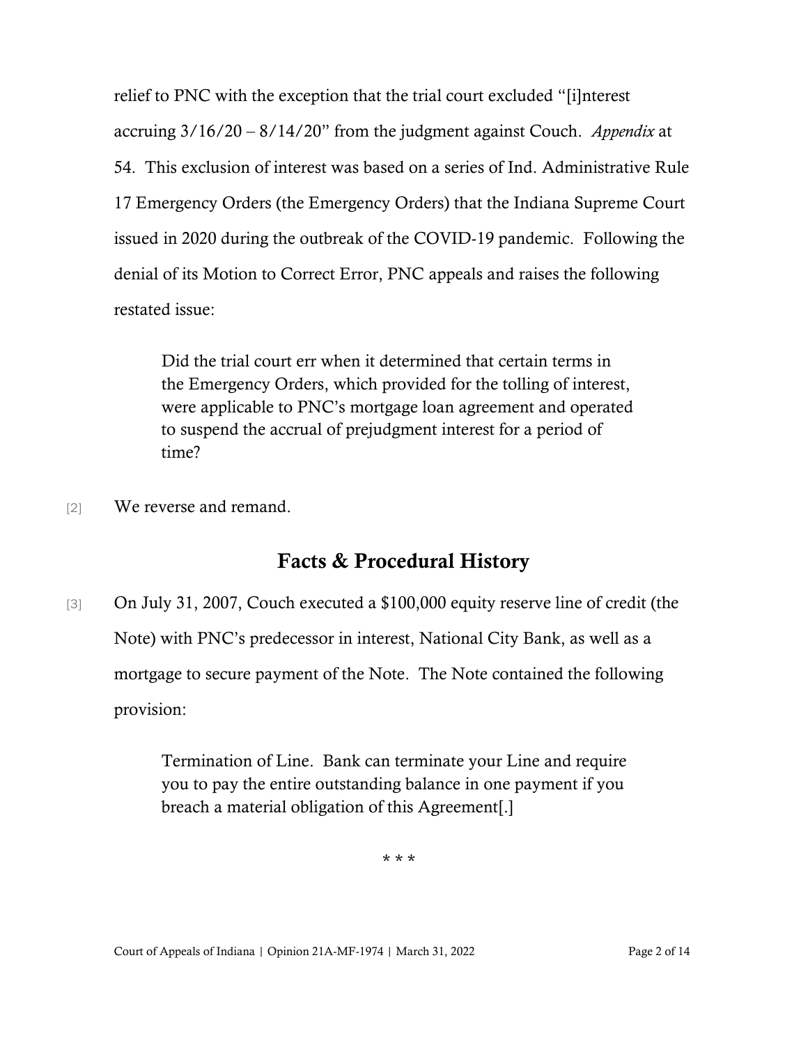relief to PNC with the exception that the trial court excluded "[i]nterest accruing 3/16/20 – 8/14/20" from the judgment against Couch. *Appendix* at 54. This exclusion of interest was based on a series of Ind. Administrative Rule 17 Emergency Orders (the Emergency Orders) that the Indiana Supreme Court issued in 2020 during the outbreak of the COVID-19 pandemic. Following the denial of its Motion to Correct Error, PNC appeals and raises the following restated issue:

> Did the trial court err when it determined that certain terms in the Emergency Orders, which provided for the tolling of interest, were applicable to PNC's mortgage loan agreement and operated to suspend the accrual of prejudgment interest for a period of time?

[2] We reverse and remand.

## Facts & Procedural History

[3] On July 31, 2007, Couch executed a $100,000 equity reserve line of credit (the Note) with PNC's predecessor in interest, National City Bank, as well as a mortgage to secure payment of the Note. The Note contained the following provision:

> Termination of Line. Bank can terminate your Line and require you to pay the entire outstanding balance in one payment if you breach a material obligation of this Agreement[.]

\* \* \*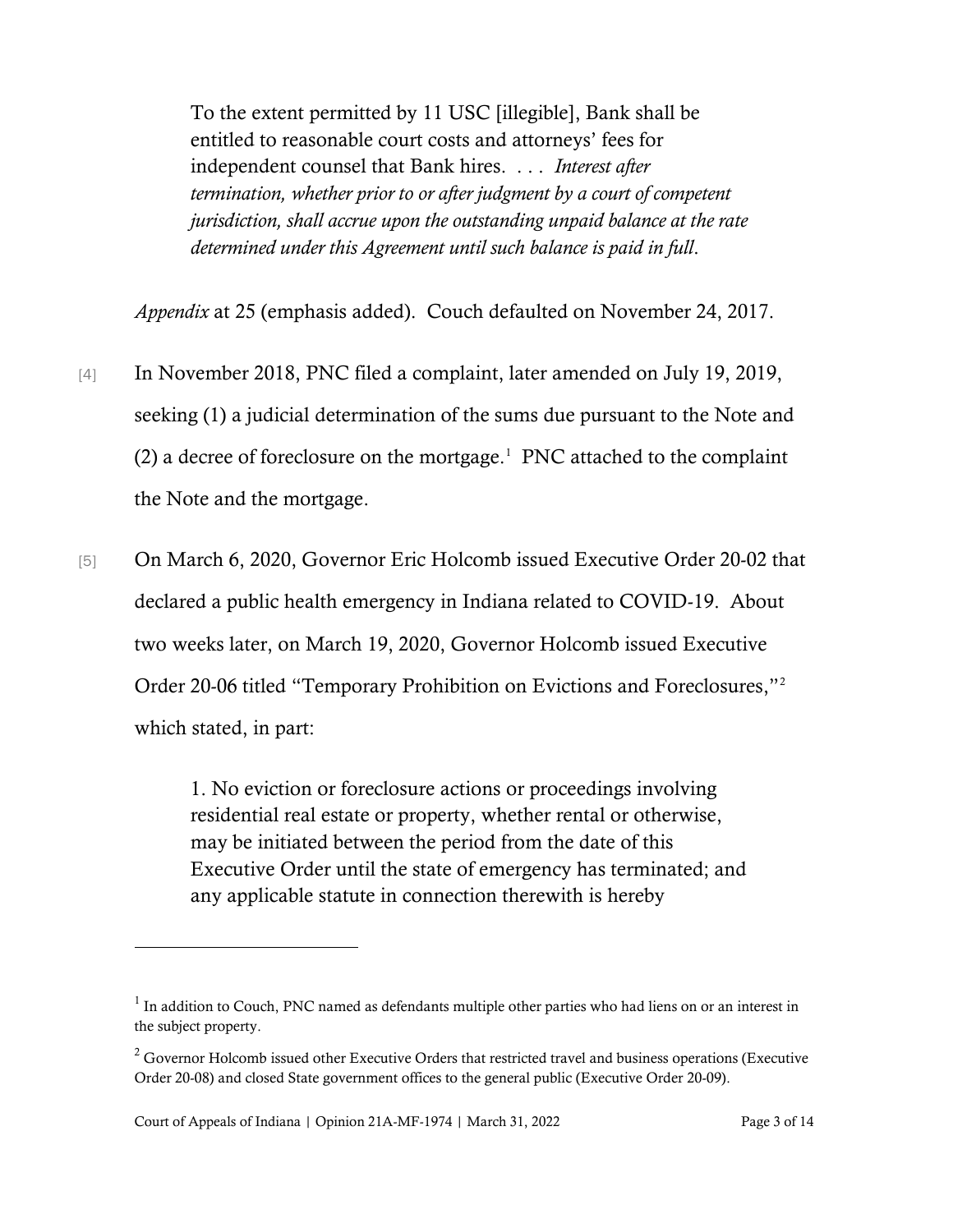> To the extent permitted by 11 USC [illegible], Bank shall be entitled to reasonable court costs and attorneys' fees for independent counsel that Bank hires. . . . *Interest after termination, whether prior to or after judgment by a court of competent jurisdiction, shall accrue upon the outstanding unpaid balance at the rate determined under this Agreement until such balance is paid in full*.

*Appendix* at 25 (emphasis added). Couch defaulted on November 24, 2017.

[4] In November 2018, PNC filed a complaint, later amended on July 19, 2019, seeking (1) a judicial determination of the sums due pursuant to the Note and (2) a decree of foreclosure on the mortgage.[1] PNC attached to the complaint the Note and the mortgage.

[5] On March 6, 2020, Governor Eric Holcomb issued Executive Order 20-02 that declared a public health emergency in Indiana related to COVID-19. About two weeks later, on March 19, 2020, Governor Holcomb issued Executive Order 20-06 titled "Temporary Prohibition on Evictions and Foreclosures,"[2] which stated, in part:

> 1. No eviction or foreclosure actions or proceedings involving residential real estate or property, whether rental or otherwise, may be initiated between the period from the date of this Executive Order until the state of emergency has terminated; and any applicable statute in connection therewith is hereby

---

[1] In addition to Couch, PNC named as defendants multiple other parties who had liens on or an interest in the subject property.

[2] Governor Holcomb issued other Executive Orders that restricted travel and business operations (Executive Order 20-08) and closed State government offices to the general public (Executive Order 20-09).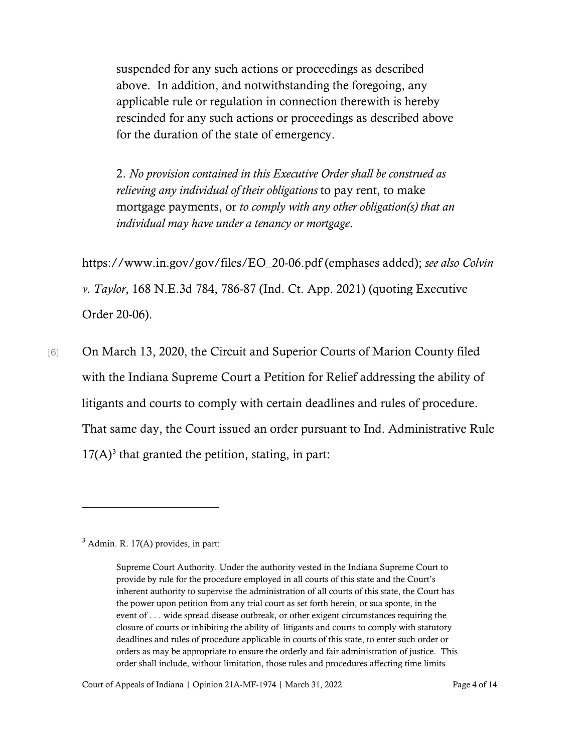> suspended for any such actions or proceedings as described above. In addition, and notwithstanding the foregoing, any applicable rule or regulation in connection therewith is hereby rescinded for any such actions or proceedings as described above for the duration of the state of emergency.
>
> 2. *No provision contained in this Executive Order shall be construed as relieving any individual of their obligations* to pay rent, to make mortgage payments, or *to comply with any other obligation(s) that an individual may have under a tenancy or mortgage*.

https://www.in.gov/gov/files/EO_20-06.pdf (emphases added); *see also Colvin v. Taylor*, 168 N.E.3d 784, 786-87 (Ind. Ct. App. 2021) (quoting Executive Order 20-06).

[6] On March 13, 2020, the Circuit and Superior Courts of Marion County filed with the Indiana Supreme Court a Petition for Relief addressing the ability of litigants and courts to comply with certain deadlines and rules of procedure. That same day, the Court issued an order pursuant to Ind. Administrative Rule 17(A)[3] that granted the petition, stating, in part:

---

[3] Admin. R. 17(A) provides, in part:

> Supreme Court Authority. Under the authority vested in the Indiana Supreme Court to provide by rule for the procedure employed in all courts of this state and the Court's inherent authority to supervise the administration of all courts of this state, the Court has the power upon petition from any trial court as set forth herein, or sua sponte, in the event of . . . wide spread disease outbreak, or other exigent circumstances requiring the closure of courts or inhibiting the ability of litigants and courts to comply with statutory deadlines and rules of procedure applicable in courts of this state, to enter such order or orders as may be appropriate to ensure the orderly and fair administration of justice. This order shall include, without limitation, those rules and procedures affecting time limits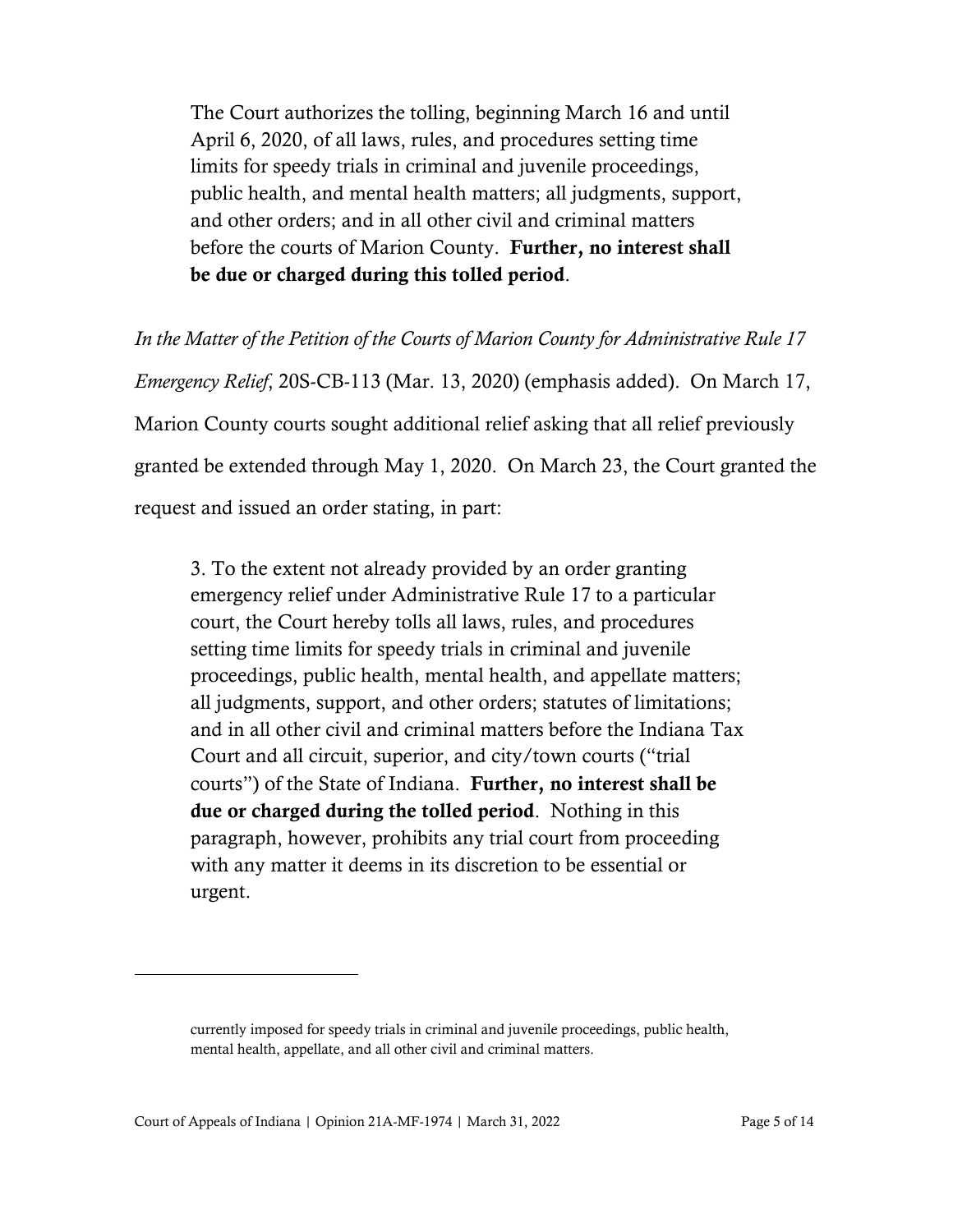> The Court authorizes the tolling, beginning March 16 and until April 6, 2020, of all laws, rules, and procedures setting time limits for speedy trials in criminal and juvenile proceedings, public health, and mental health matters; all judgments, support, and other orders; and in all other civil and criminal matters before the courts of Marion County. **Further, no interest shall be due or charged during this tolled period**.

*In the Matter of the Petition of the Courts of Marion County for Administrative Rule 17 Emergency Relief*, 20S-CB-113 (Mar. 13, 2020) (emphasis added). On March 17, Marion County courts sought additional relief asking that all relief previously granted be extended through May 1, 2020. On March 23, the Court granted the request and issued an order stating, in part:

> 3. To the extent not already provided by an order granting emergency relief under Administrative Rule 17 to a particular court, the Court hereby tolls all laws, rules, and procedures setting time limits for speedy trials in criminal and juvenile proceedings, public health, mental health, and appellate matters; all judgments, support, and other orders; statutes of limitations; and in all other civil and criminal matters before the Indiana Tax Court and all circuit, superior, and city/town courts ("trial courts") of the State of Indiana. **Further, no interest shall be due or charged during the tolled period**. Nothing in this paragraph, however, prohibits any trial court from proceeding with any matter it deems in its discretion to be essential or urgent.

---

currently imposed for speedy trials in criminal and juvenile proceedings, public health, mental health, appellate, and all other civil and criminal matters.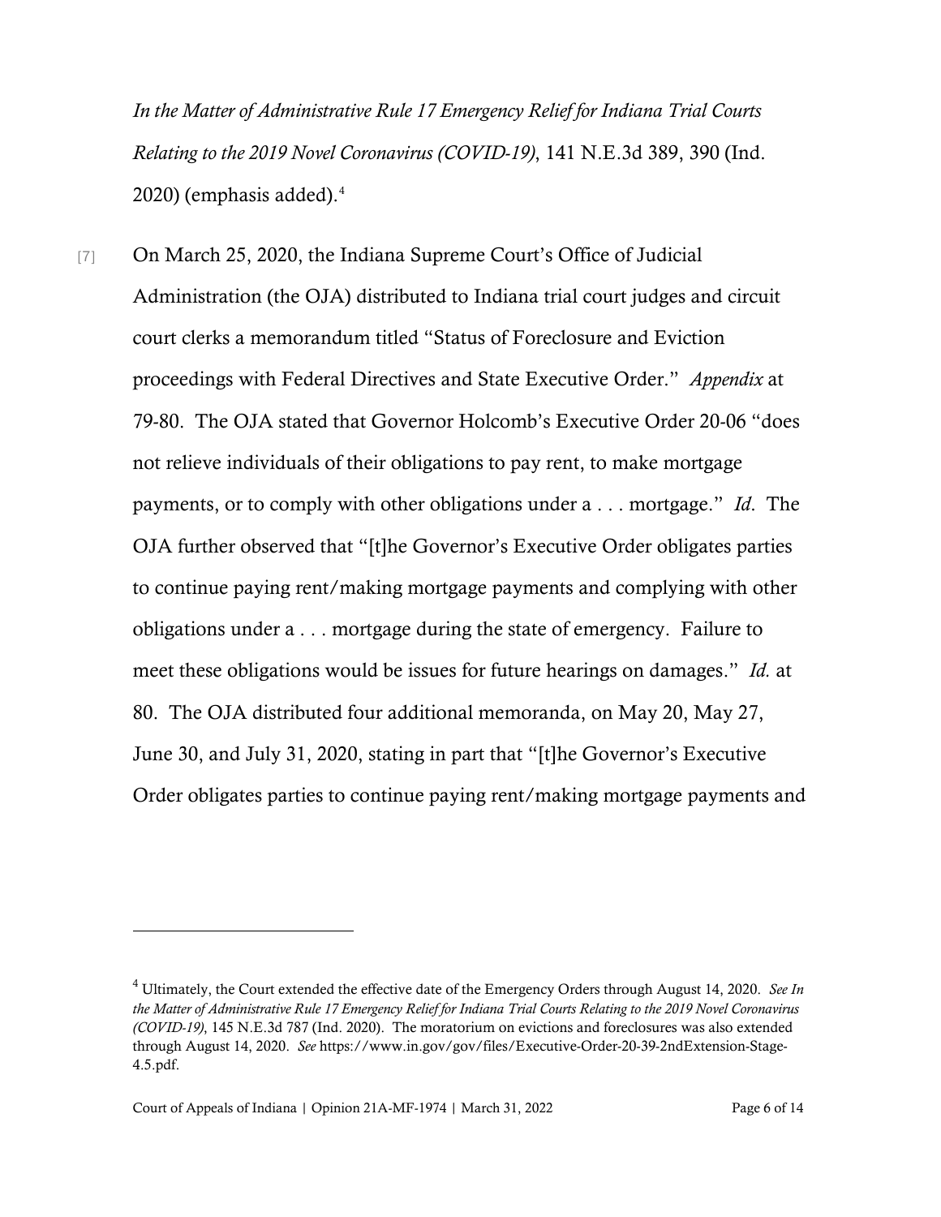*In the Matter of Administrative Rule 17 Emergency Relief for Indiana Trial Courts Relating to the 2019 Novel Coronavirus (COVID-19)*, 141 N.E.3d 389, 390 (Ind. 2020) (emphasis added).[4]

[7] On March 25, 2020, the Indiana Supreme Court's Office of Judicial Administration (the OJA) distributed to Indiana trial court judges and circuit court clerks a memorandum titled "Status of Foreclosure and Eviction proceedings with Federal Directives and State Executive Order." *Appendix* at 79-80. The OJA stated that Governor Holcomb's Executive Order 20-06 "does not relieve individuals of their obligations to pay rent, to make mortgage payments, or to comply with other obligations under a . . . mortgage." *Id*. The OJA further observed that "[t]he Governor's Executive Order obligates parties to continue paying rent/making mortgage payments and complying with other obligations under a . . . mortgage during the state of emergency. Failure to meet these obligations would be issues for future hearings on damages." *Id.* at 80. The OJA distributed four additional memoranda, on May 20, May 27, June 30, and July 31, 2020, stating in part that "[t]he Governor's Executive Order obligates parties to continue paying rent/making mortgage payments and

---

[4] Ultimately, the Court extended the effective date of the Emergency Orders through August 14, 2020. *See In the Matter of Administrative Rule 17 Emergency Relief for Indiana Trial Courts Relating to the 2019 Novel Coronavirus (COVID-19)*, 145 N.E.3d 787 (Ind. 2020). The moratorium on evictions and foreclosures was also extended through August 14, 2020. *See* https://www.in.gov/gov/files/Executive-Order-20-39-2ndExtension-Stage-4.5.pdf.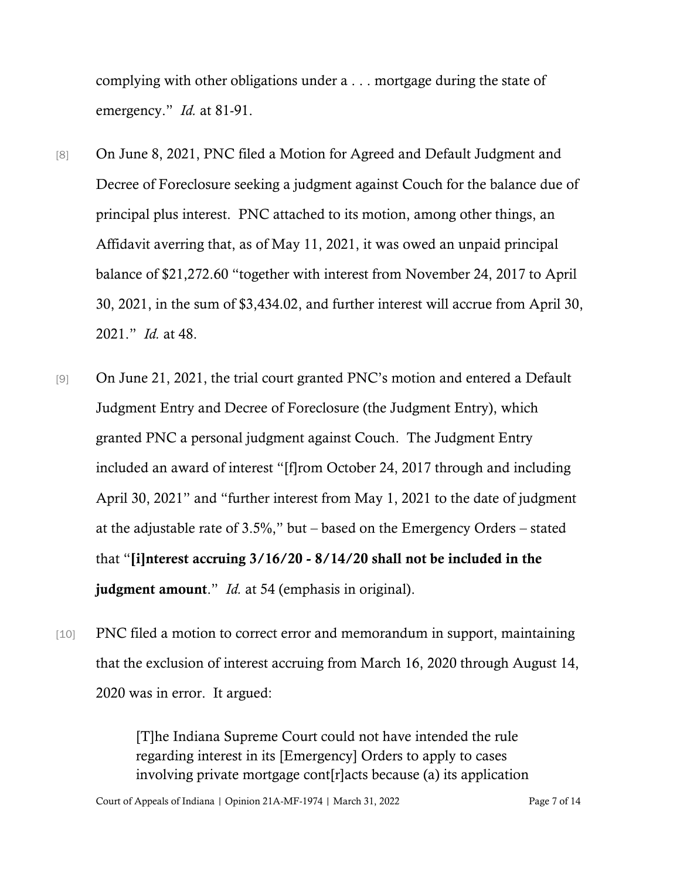complying with other obligations under a . . . mortgage during the state of emergency." *Id.* at 81-91.

[8] On June 8, 2021, PNC filed a Motion for Agreed and Default Judgment and Decree of Foreclosure seeking a judgment against Couch for the balance due of principal plus interest. PNC attached to its motion, among other things, an Affidavit averring that, as of May 11, 2021, it was owed an unpaid principal balance of $21,272.60 "together with interest from November 24, 2017 to April 30, 2021, in the sum of $3,434.02, and further interest will accrue from April 30, 2021." *Id.* at 48.

[9] On June 21, 2021, the trial court granted PNC's motion and entered a Default Judgment Entry and Decree of Foreclosure (the Judgment Entry), which granted PNC a personal judgment against Couch. The Judgment Entry included an award of interest "[f]rom October 24, 2017 through and including April 30, 2021" and "further interest from May 1, 2021 to the date of judgment at the adjustable rate of 3.5%," but – based on the Emergency Orders – stated that "**[i]nterest accruing 3/16/20 - 8/14/20 shall not be included in the judgment amount**." *Id.* at 54 (emphasis in original).

[10] PNC filed a motion to correct error and memorandum in support, maintaining that the exclusion of interest accruing from March 16, 2020 through August 14, 2020 was in error. It argued:

> [T]he Indiana Supreme Court could not have intended the rule regarding interest in its [Emergency] Orders to apply to cases involving private mortgage cont[r]acts because (a) its application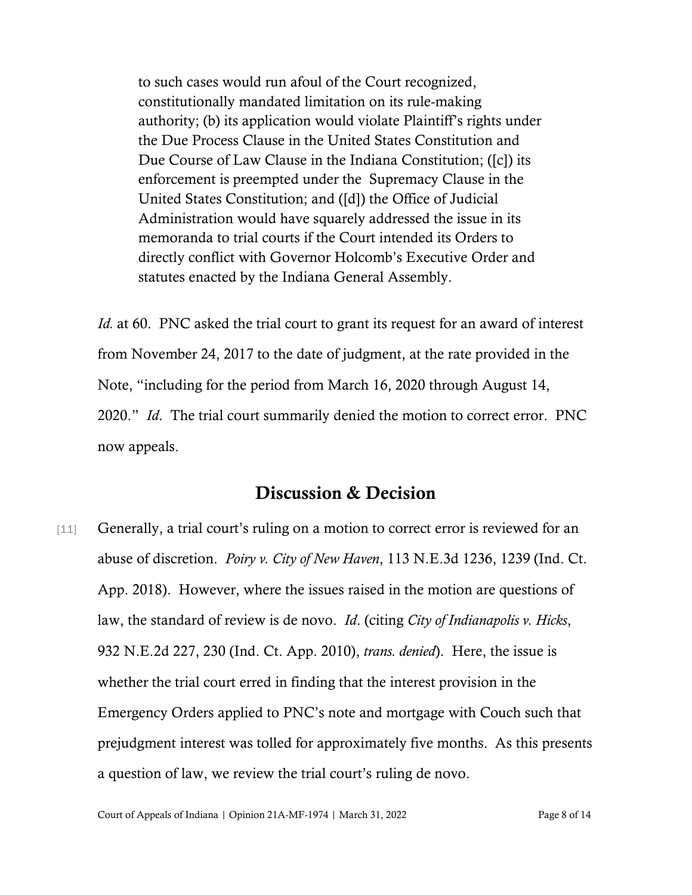> to such cases would run afoul of the Court recognized, constitutionally mandated limitation on its rule-making authority; (b) its application would violate Plaintiff's rights under the Due Process Clause in the United States Constitution and Due Course of Law Clause in the Indiana Constitution; ([c]) its enforcement is preempted under the Supremacy Clause in the United States Constitution; and ([d]) the Office of Judicial Administration would have squarely addressed the issue in its memoranda to trial courts if the Court intended its Orders to directly conflict with Governor Holcomb's Executive Order and statutes enacted by the Indiana General Assembly.

*Id.* at 60. PNC asked the trial court to grant its request for an award of interest from November 24, 2017 to the date of judgment, at the rate provided in the Note, "including for the period from March 16, 2020 through August 14, 2020." *Id*. The trial court summarily denied the motion to correct error. PNC now appeals.

## Discussion & Decision

[11] Generally, a trial court's ruling on a motion to correct error is reviewed for an abuse of discretion. *Poiry v. City of New Haven*, 113 N.E.3d 1236, 1239 (Ind. Ct. App. 2018). However, where the issues raised in the motion are questions of law, the standard of review is de novo. *Id*. (citing *City of Indianapolis v. Hicks*, 932 N.E.2d 227, 230 (Ind. Ct. App. 2010), *trans. denied*). Here, the issue is whether the trial court erred in finding that the interest provision in the Emergency Orders applied to PNC's note and mortgage with Couch such that prejudgment interest was tolled for approximately five months. As this presents a question of law, we review the trial court's ruling de novo.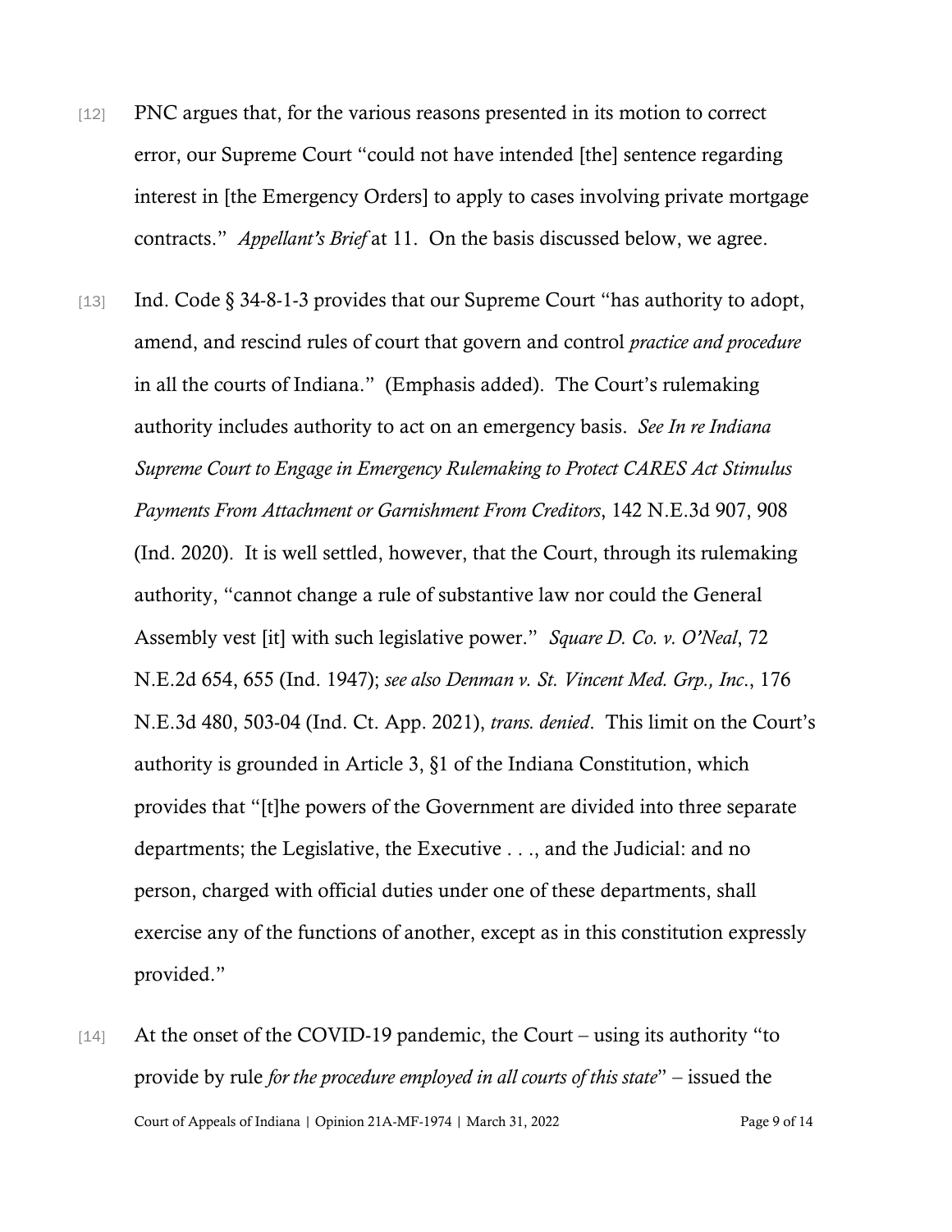[12] PNC argues that, for the various reasons presented in its motion to correct error, our Supreme Court "could not have intended [the] sentence regarding interest in [the Emergency Orders] to apply to cases involving private mortgage contracts." *Appellant's Brief* at 11. On the basis discussed below, we agree.

[13] Ind. Code § 34-8-1-3 provides that our Supreme Court "has authority to adopt, amend, and rescind rules of court that govern and control *practice and procedure* in all the courts of Indiana." (Emphasis added). The Court's rulemaking authority includes authority to act on an emergency basis. *See In re Indiana Supreme Court to Engage in Emergency Rulemaking to Protect CARES Act Stimulus Payments From Attachment or Garnishment From Creditors*, 142 N.E.3d 907, 908 (Ind. 2020). It is well settled, however, that the Court, through its rulemaking authority, "cannot change a rule of substantive law nor could the General Assembly vest [it] with such legislative power." *Square D. Co. v. O'Neal*, 72 N.E.2d 654, 655 (Ind. 1947); *see also Denman v. St. Vincent Med. Grp., Inc*., 176 N.E.3d 480, 503-04 (Ind. Ct. App. 2021), *trans. denied*. This limit on the Court's authority is grounded in Article 3, §1 of the Indiana Constitution, which provides that "[t]he powers of the Government are divided into three separate departments; the Legislative, the Executive . . ., and the Judicial: and no person, charged with official duties under one of these departments, shall exercise any of the functions of another, except as in this constitution expressly provided."

[14] At the onset of the COVID-19 pandemic, the Court – using its authority "to provide by rule *for the procedure employed in all courts of this state*" – issued the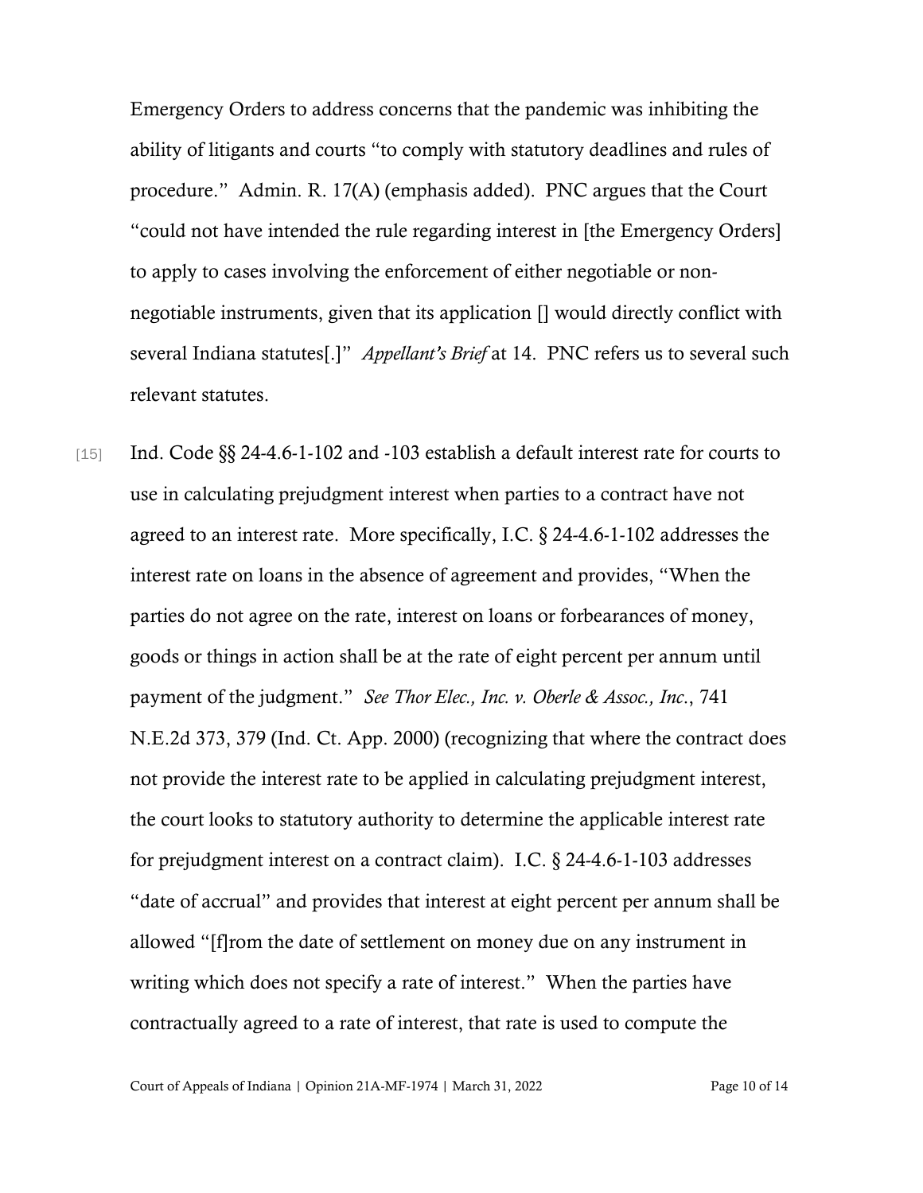Emergency Orders to address concerns that the pandemic was inhibiting the ability of litigants and courts "to comply with statutory deadlines and rules of procedure." Admin. R. 17(A) (emphasis added). PNC argues that the Court "could not have intended the rule regarding interest in [the Emergency Orders] to apply to cases involving the enforcement of either negotiable or non-negotiable instruments, given that its application [] would directly conflict with several Indiana statutes[.]" *Appellant's Brief* at 14. PNC refers us to several such relevant statutes.

[15] Ind. Code §§ 24-4.6-1-102 and -103 establish a default interest rate for courts to use in calculating prejudgment interest when parties to a contract have not agreed to an interest rate. More specifically, I.C. § 24-4.6-1-102 addresses the interest rate on loans in the absence of agreement and provides, "When the parties do not agree on the rate, interest on loans or forbearances of money, goods or things in action shall be at the rate of eight percent per annum until payment of the judgment." *See Thor Elec., Inc. v. Oberle & Assoc., Inc.*, 741 N.E.2d 373, 379 (Ind. Ct. App. 2000) (recognizing that where the contract does not provide the interest rate to be applied in calculating prejudgment interest, the court looks to statutory authority to determine the applicable interest rate for prejudgment interest on a contract claim). I.C. § 24-4.6-1-103 addresses "date of accrual" and provides that interest at eight percent per annum shall be allowed "[f]rom the date of settlement on money due on any instrument in writing which does not specify a rate of interest." When the parties have contractually agreed to a rate of interest, that rate is used to compute the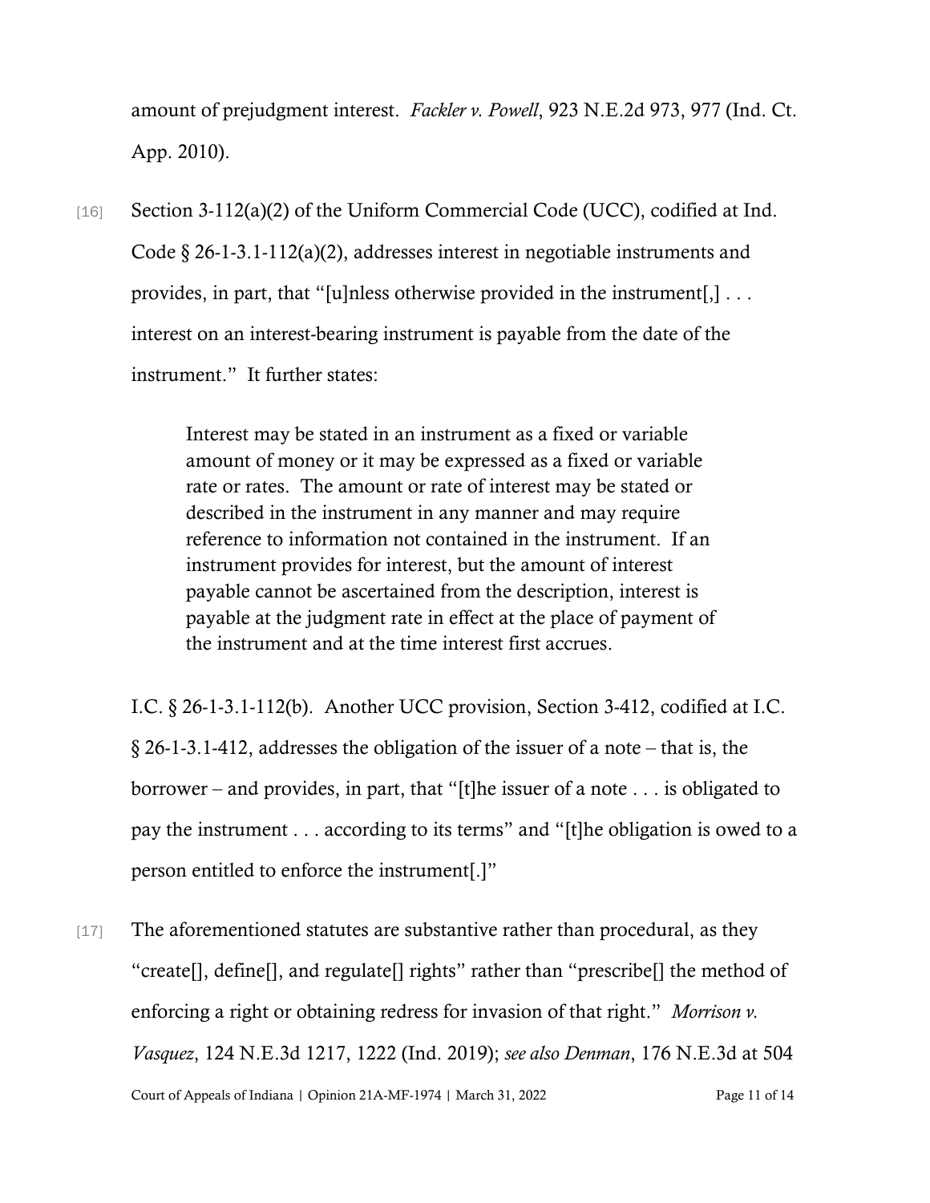amount of prejudgment interest. *Fackler v. Powell*, 923 N.E.2d 973, 977 (Ind. Ct. App. 2010).

[16] Section 3-112(a)(2) of the Uniform Commercial Code (UCC), codified at Ind. Code § 26-1-3.1-112(a)(2), addresses interest in negotiable instruments and provides, in part, that "[u]nless otherwise provided in the instrument[,] . . . interest on an interest-bearing instrument is payable from the date of the instrument." It further states:

> Interest may be stated in an instrument as a fixed or variable amount of money or it may be expressed as a fixed or variable rate or rates. The amount or rate of interest may be stated or described in the instrument in any manner and may require reference to information not contained in the instrument. If an instrument provides for interest, but the amount of interest payable cannot be ascertained from the description, interest is payable at the judgment rate in effect at the place of payment of the instrument and at the time interest first accrues.

I.C. § 26-1-3.1-112(b). Another UCC provision, Section 3-412, codified at I.C. § 26-1-3.1-412, addresses the obligation of the issuer of a note – that is, the borrower – and provides, in part, that "[t]he issuer of a note . . . is obligated to pay the instrument . . . according to its terms" and "[t]he obligation is owed to a person entitled to enforce the instrument[.]"

[17] The aforementioned statutes are substantive rather than procedural, as they "create[], define[], and regulate[] rights" rather than "prescribe[] the method of enforcing a right or obtaining redress for invasion of that right." *Morrison v. Vasquez*, 124 N.E.3d 1217, 1222 (Ind. 2019); *see also Denman*, 176 N.E.3d at 504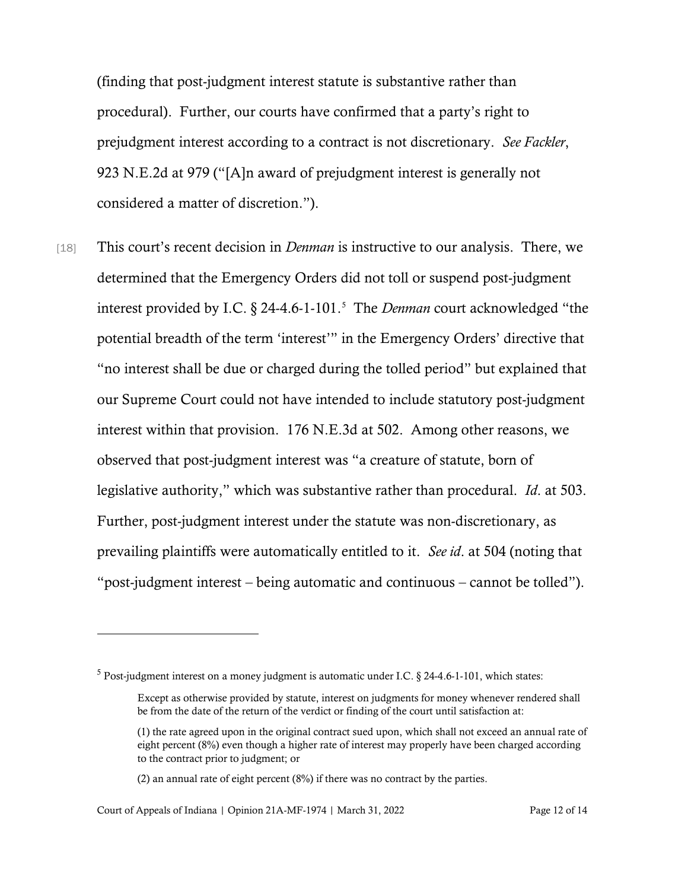(finding that post-judgment interest statute is substantive rather than procedural). Further, our courts have confirmed that a party's right to prejudgment interest according to a contract is not discretionary. *See Fackler*, 923 N.E.2d at 979 ("[A]n award of prejudgment interest is generally not considered a matter of discretion.").

[18] This court's recent decision in *Denman* is instructive to our analysis. There, we determined that the Emergency Orders did not toll or suspend post-judgment interest provided by I.C. § 24-4.6-1-101.[5] The *Denman* court acknowledged "the potential breadth of the term 'interest'" in the Emergency Orders' directive that "no interest shall be due or charged during the tolled period" but explained that our Supreme Court could not have intended to include statutory post-judgment interest within that provision. 176 N.E.3d at 502. Among other reasons, we observed that post-judgment interest was "a creature of statute, born of legislative authority," which was substantive rather than procedural. *Id*. at 503. Further, post-judgment interest under the statute was non-discretionary, as prevailing plaintiffs were automatically entitled to it. *See id*. at 504 (noting that "post-judgment interest – being automatic and continuous – cannot be tolled").

---

[5] Post-judgment interest on a money judgment is automatic under I.C. § 24-4.6-1-101, which states:

> Except as otherwise provided by statute, interest on judgments for money whenever rendered shall be from the date of the return of the verdict or finding of the court until satisfaction at:
>
> (1) the rate agreed upon in the original contract sued upon, which shall not exceed an annual rate of eight percent (8%) even though a higher rate of interest may properly have been charged according to the contract prior to judgment; or
>
> (2) an annual rate of eight percent (8%) if there was no contract by the parties.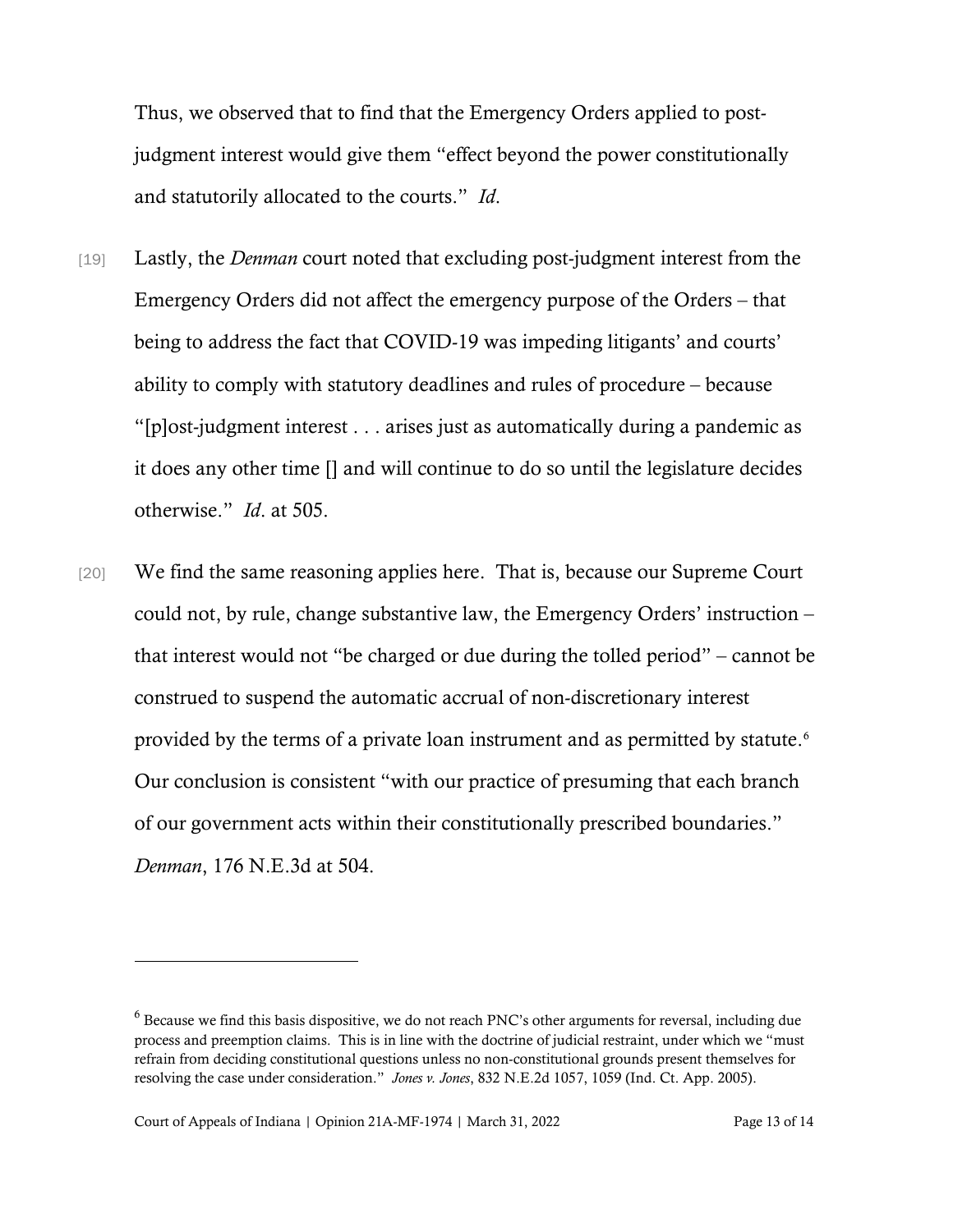Thus, we observed that to find that the Emergency Orders applied to post-judgment interest would give them "effect beyond the power constitutionally and statutorily allocated to the courts." *Id*.

[19] Lastly, the *Denman* court noted that excluding post-judgment interest from the Emergency Orders did not affect the emergency purpose of the Orders – that being to address the fact that COVID-19 was impeding litigants' and courts' ability to comply with statutory deadlines and rules of procedure – because "[p]ost-judgment interest . . . arises just as automatically during a pandemic as it does any other time [] and will continue to do so until the legislature decides otherwise." *Id*. at 505.

[20] We find the same reasoning applies here. That is, because our Supreme Court could not, by rule, change substantive law, the Emergency Orders' instruction – that interest would not "be charged or due during the tolled period" – cannot be construed to suspend the automatic accrual of non-discretionary interest provided by the terms of a private loan instrument and as permitted by statute.[6] Our conclusion is consistent "with our practice of presuming that each branch of our government acts within their constitutionally prescribed boundaries." *Denman*, 176 N.E.3d at 504.

---

[6] Because we find this basis dispositive, we do not reach PNC's other arguments for reversal, including due process and preemption claims. This is in line with the doctrine of judicial restraint, under which we "must refrain from deciding constitutional questions unless no non-constitutional grounds present themselves for resolving the case under consideration." *Jones v. Jones*, 832 N.E.2d 1057, 1059 (Ind. Ct. App. 2005).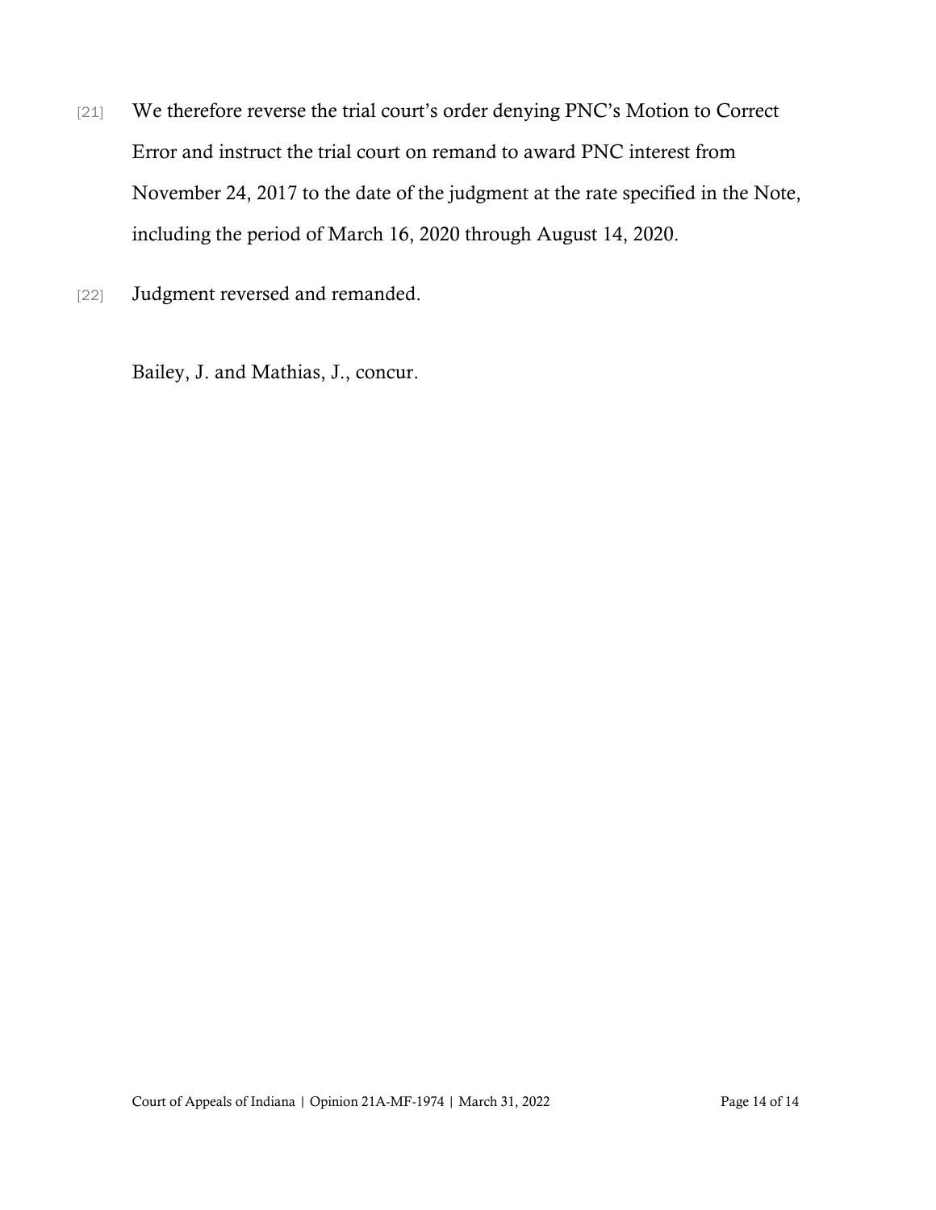[21] We therefore reverse the trial court's order denying PNC's Motion to Correct Error and instruct the trial court on remand to award PNC interest from November 24, 2017 to the date of the judgment at the rate specified in the Note, including the period of March 16, 2020 through August 14, 2020.

[22] Judgment reversed and remanded.

Bailey, J. and Mathias, J., concur.